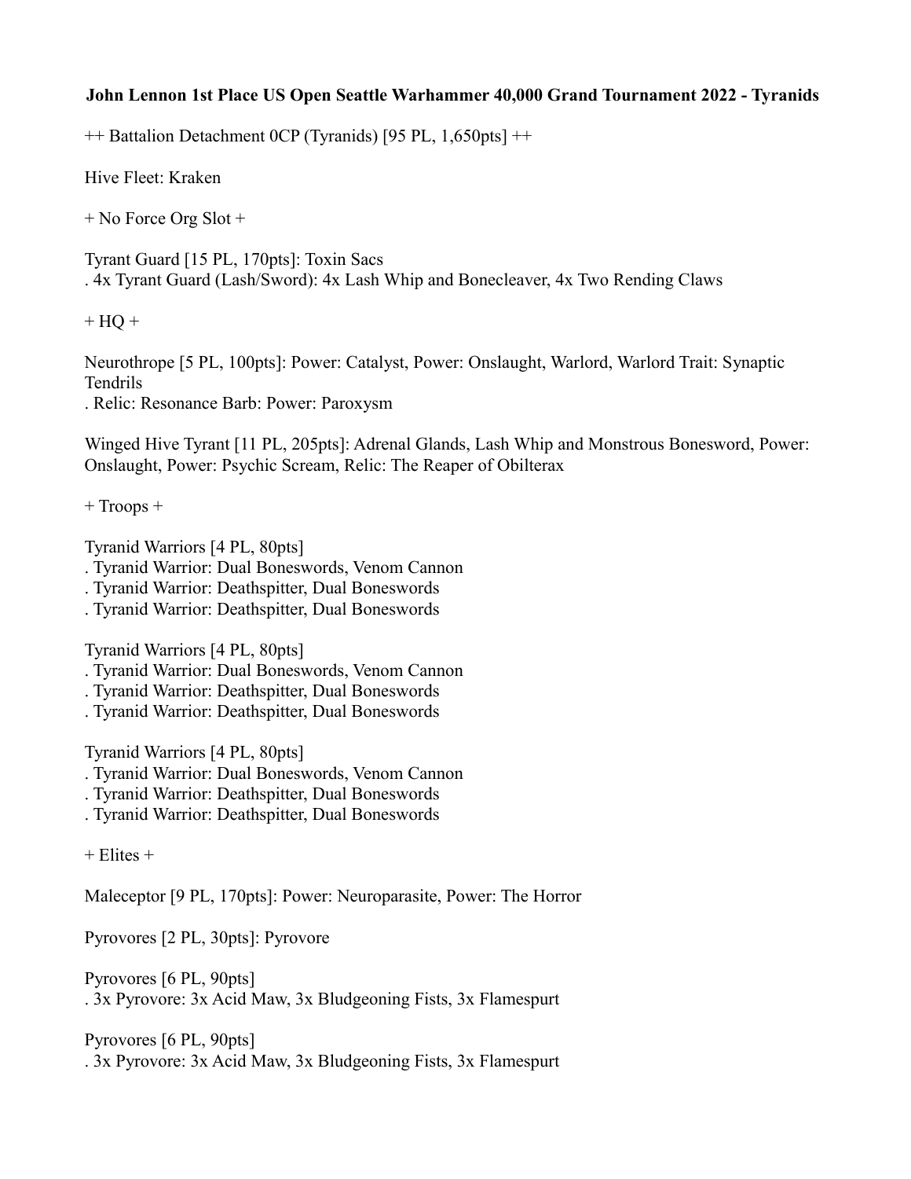**John Lennon 1st Place US Open Seattle Warhammer 40,000 Grand Tournament 2022 - Tyranids**

++ Battalion Detachment 0CP (Tyranids) [95 PL, 1,650pts] ++

Hive Fleet: Kraken

+ No Force Org Slot +

Tyrant Guard [15 PL, 170pts]: Toxin Sacs
. 4x Tyrant Guard (Lash/Sword): 4x Lash Whip and Bonecleaver, 4x Two Rending Claws

+ HQ +

Neurothrope [5 PL, 100pts]: Power: Catalyst, Power: Onslaught, Warlord, Warlord Trait: Synaptic Tendrils
. Relic: Resonance Barb: Power: Paroxysm

Winged Hive Tyrant [11 PL, 205pts]: Adrenal Glands, Lash Whip and Monstrous Bonesword, Power: Onslaught, Power: Psychic Scream, Relic: The Reaper of Obilterax

+ Troops +

Tyranid Warriors [4 PL, 80pts]
. Tyranid Warrior: Dual Boneswords, Venom Cannon
. Tyranid Warrior: Deathspitter, Dual Boneswords
. Tyranid Warrior: Deathspitter, Dual Boneswords

Tyranid Warriors [4 PL, 80pts]
. Tyranid Warrior: Dual Boneswords, Venom Cannon
. Tyranid Warrior: Deathspitter, Dual Boneswords
. Tyranid Warrior: Deathspitter, Dual Boneswords

Tyranid Warriors [4 PL, 80pts]
. Tyranid Warrior: Dual Boneswords, Venom Cannon
. Tyranid Warrior: Deathspitter, Dual Boneswords
. Tyranid Warrior: Deathspitter, Dual Boneswords

+ Elites +

Maleceptor [9 PL, 170pts]: Power: Neuroparasite, Power: The Horror

Pyrovores [2 PL, 30pts]: Pyrovore

Pyrovores [6 PL, 90pts]
. 3x Pyrovore: 3x Acid Maw, 3x Bludgeoning Fists, 3x Flamespurt

Pyrovores [6 PL, 90pts]
. 3x Pyrovore: 3x Acid Maw, 3x Bludgeoning Fists, 3x Flamespurt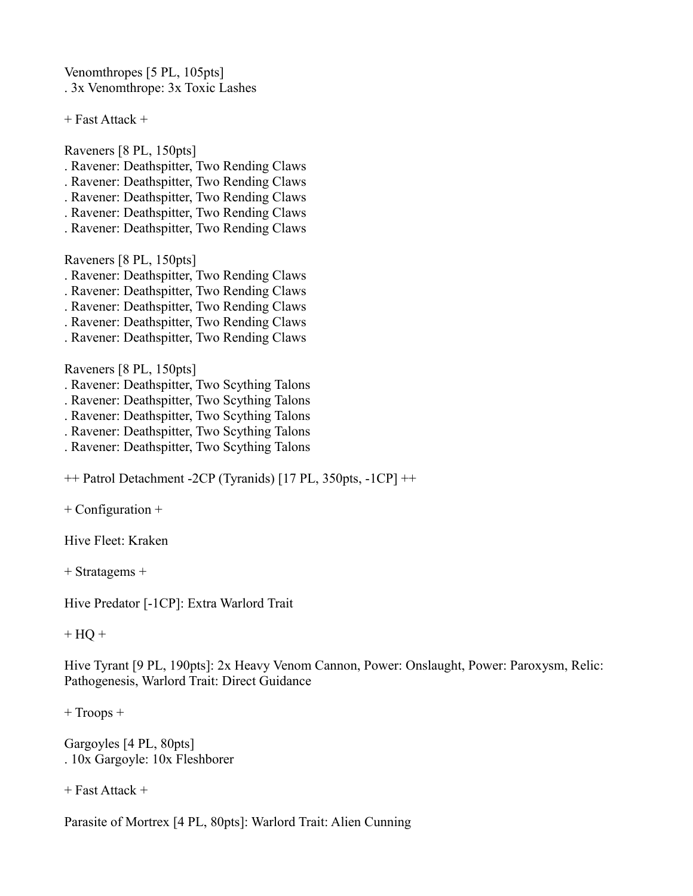Venomthropes [5 PL, 105pts]
. 3x Venomthrope: 3x Toxic Lashes

+ Fast Attack +

Raveners [8 PL, 150pts]
. Ravener: Deathspitter, Two Rending Claws
. Ravener: Deathspitter, Two Rending Claws
. Ravener: Deathspitter, Two Rending Claws
. Ravener: Deathspitter, Two Rending Claws
. Ravener: Deathspitter, Two Rending Claws

Raveners [8 PL, 150pts]
. Ravener: Deathspitter, Two Rending Claws
. Ravener: Deathspitter, Two Rending Claws
. Ravener: Deathspitter, Two Rending Claws
. Ravener: Deathspitter, Two Rending Claws
. Ravener: Deathspitter, Two Rending Claws

Raveners [8 PL, 150pts]
. Ravener: Deathspitter, Two Scything Talons
. Ravener: Deathspitter, Two Scything Talons
. Ravener: Deathspitter, Two Scything Talons
. Ravener: Deathspitter, Two Scything Talons
. Ravener: Deathspitter, Two Scything Talons

++ Patrol Detachment -2CP (Tyranids) [17 PL, 350pts, -1CP] ++

+ Configuration +

Hive Fleet: Kraken

+ Stratagems +

Hive Predator [-1CP]: Extra Warlord Trait

+ HQ +

Hive Tyrant [9 PL, 190pts]: 2x Heavy Venom Cannon, Power: Onslaught, Power: Paroxysm, Relic: Pathogenesis, Warlord Trait: Direct Guidance

+ Troops +

Gargoyles [4 PL, 80pts]
. 10x Gargoyle: 10x Fleshborer

+ Fast Attack +

Parasite of Mortrex [4 PL, 80pts]: Warlord Trait: Alien Cunning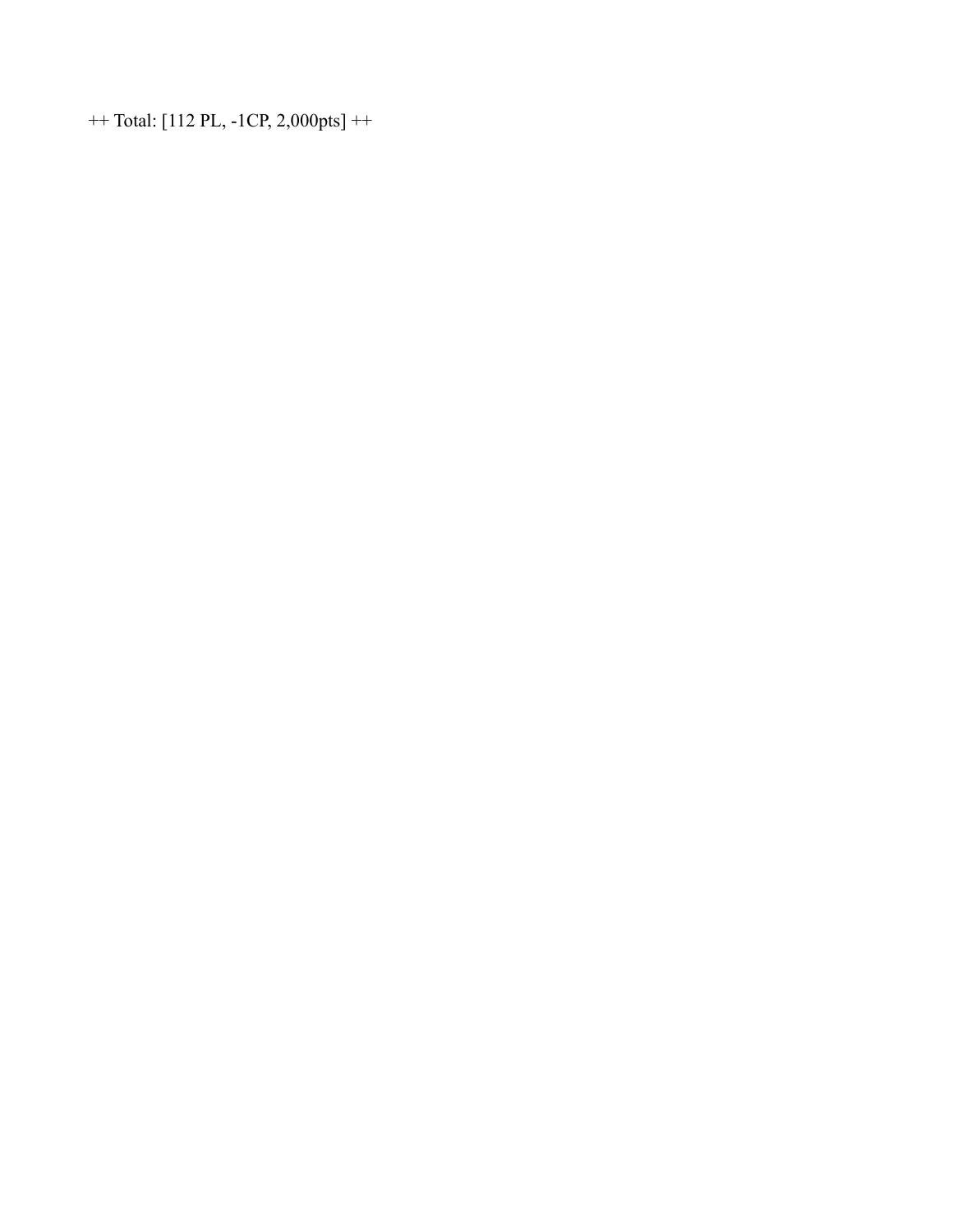++ Total: [112 PL, -1CP, 2,000pts] ++